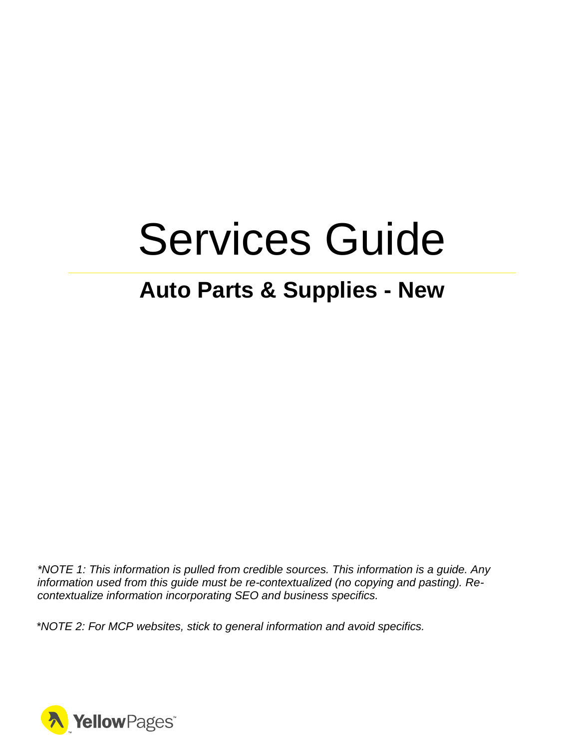# Services Guide

## Auto Parts & Supplies - New

*\*NOTE 1: This information is pulled from credible sources. This information is a guide. Any information used from this guide must be re-contextualized (no copying and pasting). Re-contextualize information incorporating SEO and business specifics.*

*\*NOTE 2: For MCP websites, stick to general information and avoid specifics.*

YellowPages™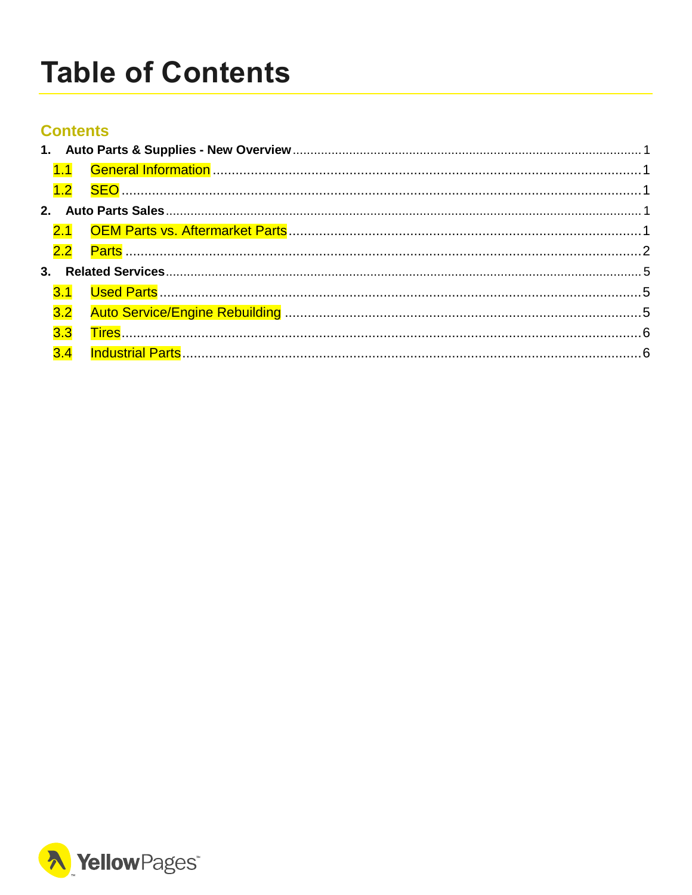# Table of Contents

## Contents

1. **Auto Parts & Supplies - New Overview** ........ 1
   - 1.1 General Information ........ 1
   - 1.2 SEO ........ 1
2. **Auto Parts Sales** ........ 1
   - 2.1 OEM Parts vs. Aftermarket Parts ........ 1
   - 2.2 Parts ........ 2
3. **Related Services** ........ 5
   - 3.1 Used Parts ........ 5
   - 3.2 Auto Service/Engine Rebuilding ........ 5
   - 3.3 Tires ........ 6
   - 3.4 Industrial Parts ........ 6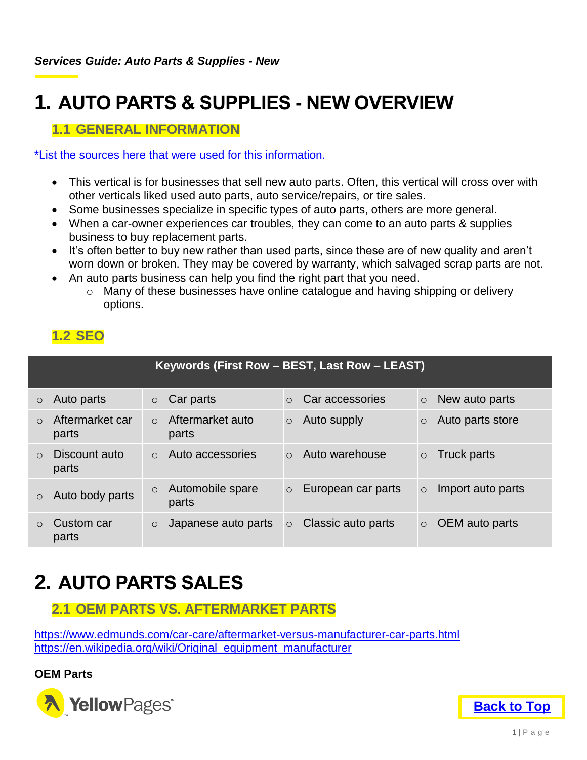*Services Guide: Auto Parts & Supplies - New*

# 1. AUTO PARTS & SUPPLIES - NEW OVERVIEW

## 1.1 GENERAL INFORMATION

*List the sources here that were used for this information.

- This vertical is for businesses that sell new auto parts. Often, this vertical will cross over with other verticals liked used auto parts, auto service/repairs, or tire sales.
- Some businesses specialize in specific types of auto parts, others are more general.
- When a car-owner experiences car troubles, they can come to an auto parts & supplies business to buy replacement parts.
- It's often better to buy new rather than used parts, since these are of new quality and aren't worn down or broken. They may be covered by warranty, which salvaged scrap parts are not.
- An auto parts business can help you find the right part that you need.
    - Many of these businesses have online catalogue and having shipping or delivery options.

## 1.2 SEO

| Keywords (First Row – BEST, Last Row – LEAST) | | | |
|---|---|---|---|
| Auto parts | Car parts | Car accessories | New auto parts |
| Aftermarket car parts | Aftermarket auto parts | Auto supply | Auto parts store |
| Discount auto parts | Auto accessories | Auto warehouse | Truck parts |
| Auto body parts | Automobile spare parts | European car parts | Import auto parts |
| Custom car parts | Japanese auto parts | Classic auto parts | OEM auto parts |

# 2. AUTO PARTS SALES

## 2.1 OEM PARTS VS. AFTERMARKET PARTS

https://www.edmunds.com/car-care/aftermarket-versus-manufacturer-car-parts.html
https://en.wikipedia.org/wiki/Original_equipment_manufacturer

**OEM Parts**

Back to Top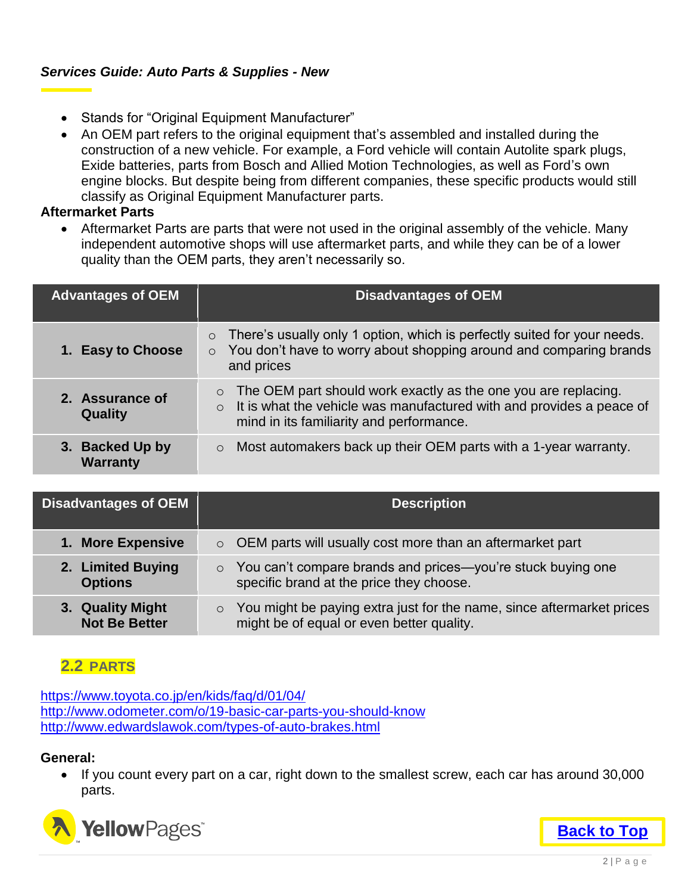- Stands for “Original Equipment Manufacturer”
- An OEM part refers to the original equipment that’s assembled and installed during the construction of a new vehicle. For example, a Ford vehicle will contain Autolite spark plugs, Exide batteries, parts from Bosch and Allied Motion Technologies, as well as Ford’s own engine blocks. But despite being from different companies, these specific products would still classify as Original Equipment Manufacturer parts.

**Aftermarket Parts**

- Aftermarket Parts are parts that were not used in the original assembly of the vehicle. Many independent automotive shops will use aftermarket parts, and while they can be of a lower quality than the OEM parts, they aren’t necessarily so.

| Advantages of OEM | Disadvantages of OEM |
| --- | --- |
| 1. **Easy to Choose** | ○ There’s usually only 1 option, which is perfectly suited for your needs.<br>○ You don’t have to worry about shopping around and comparing brands and prices |
| 2. **Assurance of Quality** | ○ The OEM part should work exactly as the one you are replacing.<br>○ It is what the vehicle was manufactured with and provides a peace of mind in its familiarity and performance. |
| 3. **Backed Up by Warranty** | ○ Most automakers back up their OEM parts with a 1-year warranty. |

| Disadvantages of OEM | Description |
| --- | --- |
| 1. **More Expensive** | ○ OEM parts will usually cost more than an aftermarket part |
| 2. **Limited Buying Options** | ○ You can’t compare brands and prices—you’re stuck buying one specific brand at the price they choose. |
| 3. **Quality Might Not Be Better** | ○ You might be paying extra just for the name, since aftermarket prices might be of equal or even better quality. |

## 2.2 PARTS

https://www.toyota.co.jp/en/kids/faq/d/01/04/
http://www.odometer.com/o/19-basic-car-parts-you-should-know
http://www.edwardslawok.com/types-of-auto-brakes.html

**General:**

- If you count every part on a car, right down to the smallest screw, each car has around 30,000 parts.

Back to Top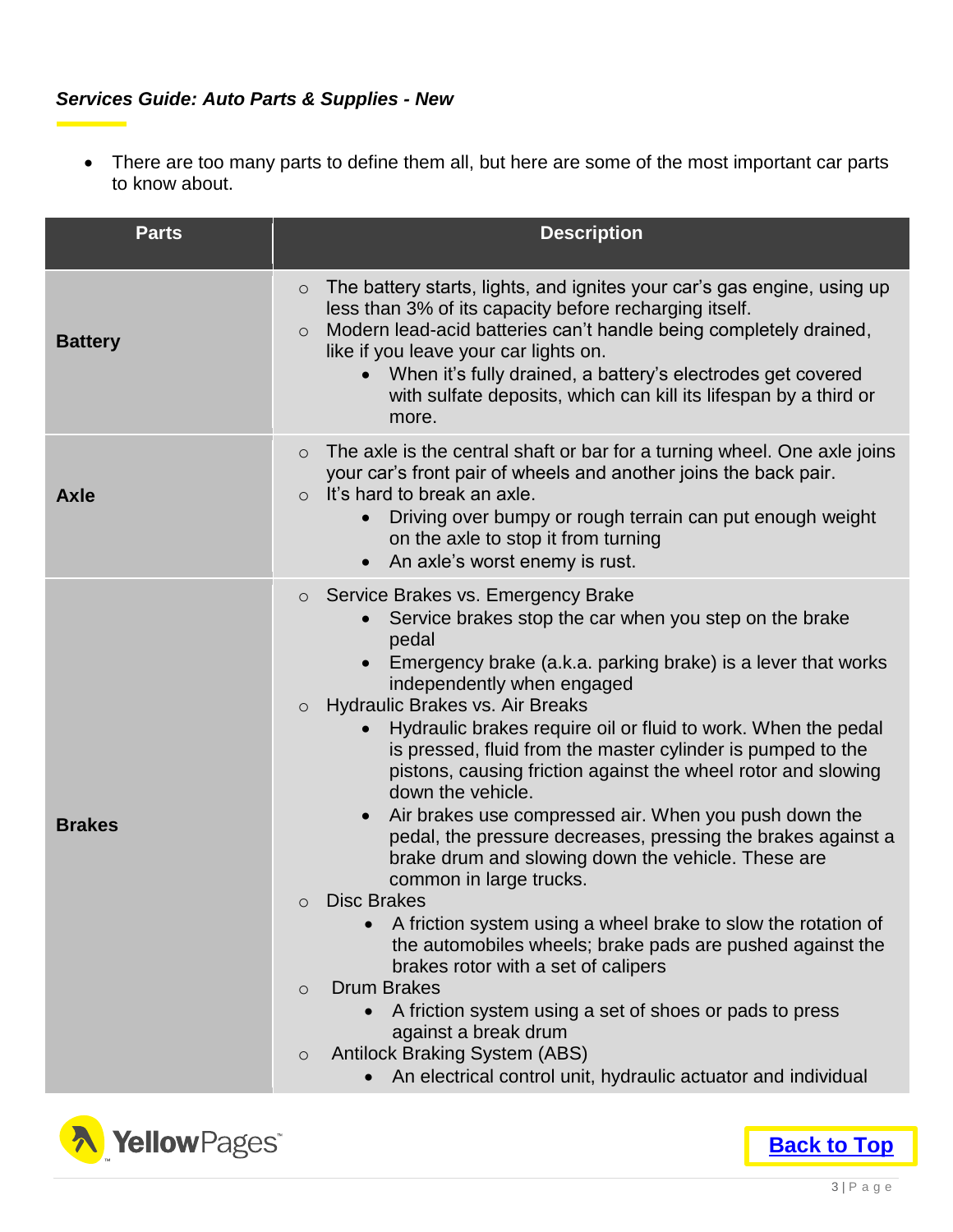*Services Guide: Auto Parts & Supplies - New*

- There are too many parts to define them all, but here are some of the most important car parts to know about.

| Parts | Description |
| --- | --- |
| **Battery** | ○ The battery starts, lights, and ignites your car's gas engine, using up less than 3% of its capacity before recharging itself.<br>○ Modern lead-acid batteries can't handle being completely drained, like if you leave your car lights on.<br>• When it's fully drained, a battery's electrodes get covered with sulfate deposits, which can kill its lifespan by a third or more. |
| **Axle** | ○ The axle is the central shaft or bar for a turning wheel. One axle joins your car's front pair of wheels and another joins the back pair.<br>○ It's hard to break an axle.<br>• Driving over bumpy or rough terrain can put enough weight on the axle to stop it from turning<br>• An axle's worst enemy is rust. |
| **Brakes** | ○ Service Brakes vs. Emergency Brake<br>• Service brakes stop the car when you step on the brake pedal<br>• Emergency brake (a.k.a. parking brake) is a lever that works independently when engaged<br>○ Hydraulic Brakes vs. Air Breaks<br>• Hydraulic brakes require oil or fluid to work. When the pedal is pressed, fluid from the master cylinder is pumped to the pistons, causing friction against the wheel rotor and slowing down the vehicle.<br>• Air brakes use compressed air. When you push down the pedal, the pressure decreases, pressing the brakes against a brake drum and slowing down the vehicle. These are common in large trucks.<br>○ Disc Brakes<br>• A friction system using a wheel brake to slow the rotation of the automobiles wheels; brake pads are pushed against the brakes rotor with a set of calipers<br>○ Drum Brakes<br>• A friction system using a set of shoes or pads to press against a break drum<br>○ Antilock Braking System (ABS)<br>• An electrical control unit, hydraulic actuator and individual |

Back to Top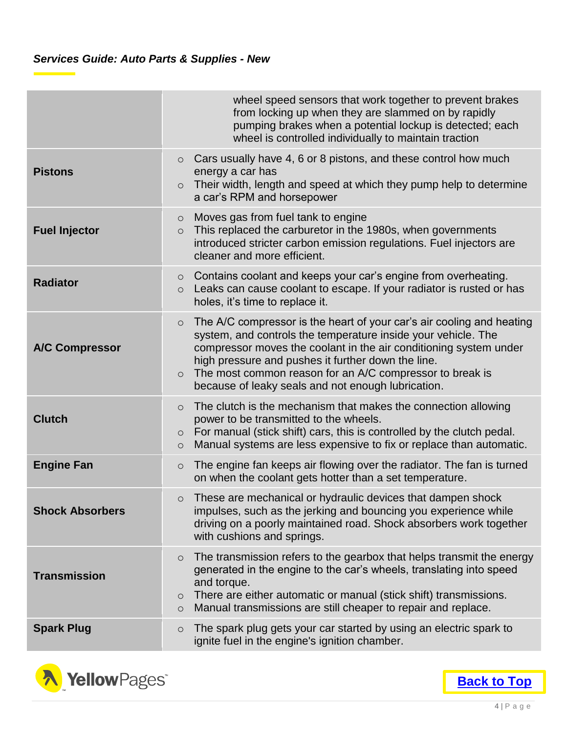| | |
|---|---|
| | wheel speed sensors that work together to prevent brakes from locking up when they are slammed on by rapidly pumping brakes when a potential lockup is detected; each wheel is controlled individually to maintain traction |
| **Pistons** | ○ Cars usually have 4, 6 or 8 pistons, and these control how much energy a car has<br>○ Their width, length and speed at which they pump help to determine a car's RPM and horsepower |
| **Fuel Injector** | ○ Moves gas from fuel tank to engine<br>○ This replaced the carburetor in the 1980s, when governments introduced stricter carbon emission regulations. Fuel injectors are cleaner and more efficient. |
| **Radiator** | ○ Contains coolant and keeps your car's engine from overheating.<br>○ Leaks can cause coolant to escape. If your radiator is rusted or has holes, it's time to replace it. |
| **A/C Compressor** | ○ The A/C compressor is the heart of your car's air cooling and heating system, and controls the temperature inside your vehicle. The compressor moves the coolant in the air conditioning system under high pressure and pushes it further down the line.<br>○ The most common reason for an A/C compressor to break is because of leaky seals and not enough lubrication. |
| **Clutch** | ○ The clutch is the mechanism that makes the connection allowing power to be transmitted to the wheels.<br>○ For manual (stick shift) cars, this is controlled by the clutch pedal.<br>○ Manual systems are less expensive to fix or replace than automatic. |
| **Engine Fan** | ○ The engine fan keeps air flowing over the radiator. The fan is turned on when the coolant gets hotter than a set temperature. |
| **Shock Absorbers** | ○ These are mechanical or hydraulic devices that dampen shock impulses, such as the jerking and bouncing you experience while driving on a poorly maintained road. Shock absorbers work together with cushions and springs. |
| **Transmission** | ○ The transmission refers to the gearbox that helps transmit the energy generated in the engine to the car's wheels, translating into speed and torque.<br>○ There are either automatic or manual (stick shift) transmissions.<br>○ Manual transmissions are still cheaper to repair and replace. |
| **Spark Plug** | ○ The spark plug gets your car started by using an electric spark to ignite fuel in the engine's ignition chamber. |

[Back to Top]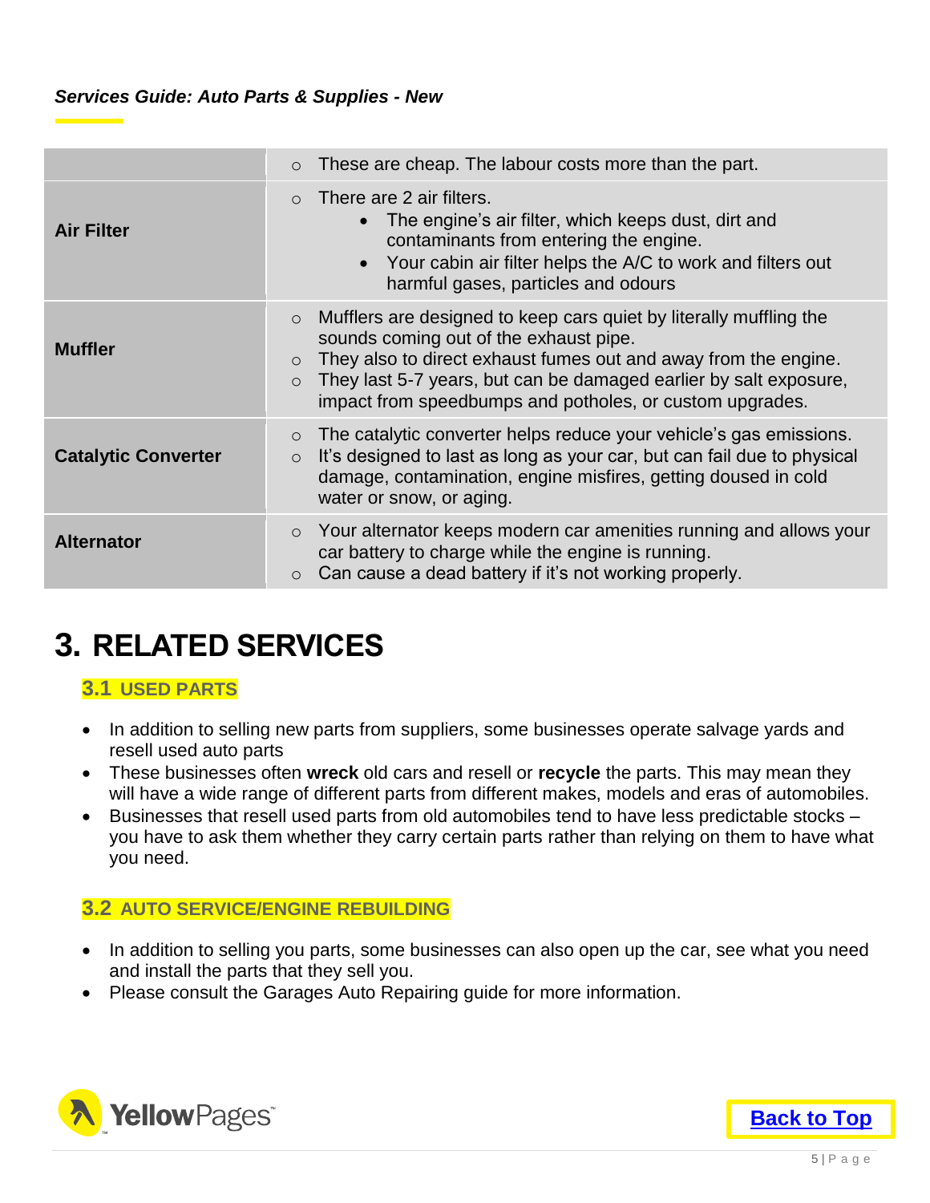| | |
|---|---|
| | ○ These are cheap. The labour costs more than the part. |
| **Air Filter** | ○ There are 2 air filters.<br>• The engine's air filter, which keeps dust, dirt and contaminants from entering the engine.<br>• Your cabin air filter helps the A/C to work and filters out harmful gases, particles and odours |
| **Muffler** | ○ Mufflers are designed to keep cars quiet by literally muffling the sounds coming out of the exhaust pipe.<br>○ They also to direct exhaust fumes out and away from the engine.<br>○ They last 5-7 years, but can be damaged earlier by salt exposure, impact from speedbumps and potholes, or custom upgrades. |
| **Catalytic Converter** | ○ The catalytic converter helps reduce your vehicle's gas emissions.<br>○ It's designed to last as long as your car, but can fail due to physical damage, contamination, engine misfires, getting doused in cold water or snow, or aging. |
| **Alternator** | ○ Your alternator keeps modern car amenities running and allows your car battery to charge while the engine is running.<br>○ Can cause a dead battery if it's not working properly. |

# 3. RELATED SERVICES

## 3.1 USED PARTS

- In addition to selling new parts from suppliers, some businesses operate salvage yards and resell used auto parts
- These businesses often **wreck** old cars and resell or **recycle** the parts. This may mean they will have a wide range of different parts from different makes, models and eras of automobiles.
- Businesses that resell used parts from old automobiles tend to have less predictable stocks – you have to ask them whether they carry certain parts rather than relying on them to have what you need.

## 3.2 AUTO SERVICE/ENGINE REBUILDING

- In addition to selling you parts, some businesses can also open up the car, see what you need and install the parts that they sell you.
- Please consult the Garages Auto Repairing guide for more information.

Back to Top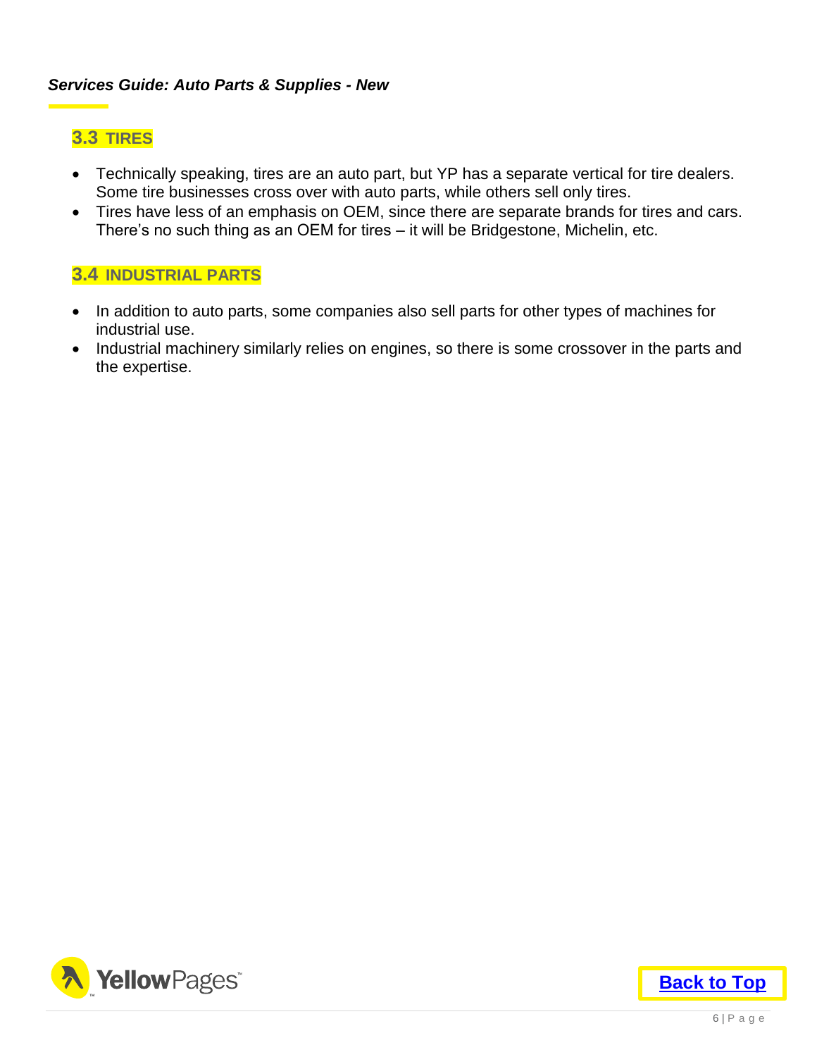### 3.3 TIRES

- Technically speaking, tires are an auto part, but YP has a separate vertical for tire dealers. Some tire businesses cross over with auto parts, while others sell only tires.
- Tires have less of an emphasis on OEM, since there are separate brands for tires and cars. There's no such thing as an OEM for tires – it will be Bridgestone, Michelin, etc.

### 3.4 INDUSTRIAL PARTS

- In addition to auto parts, some companies also sell parts for other types of machines for industrial use.
- Industrial machinery similarly relies on engines, so there is some crossover in the parts and the expertise.

Back to Top